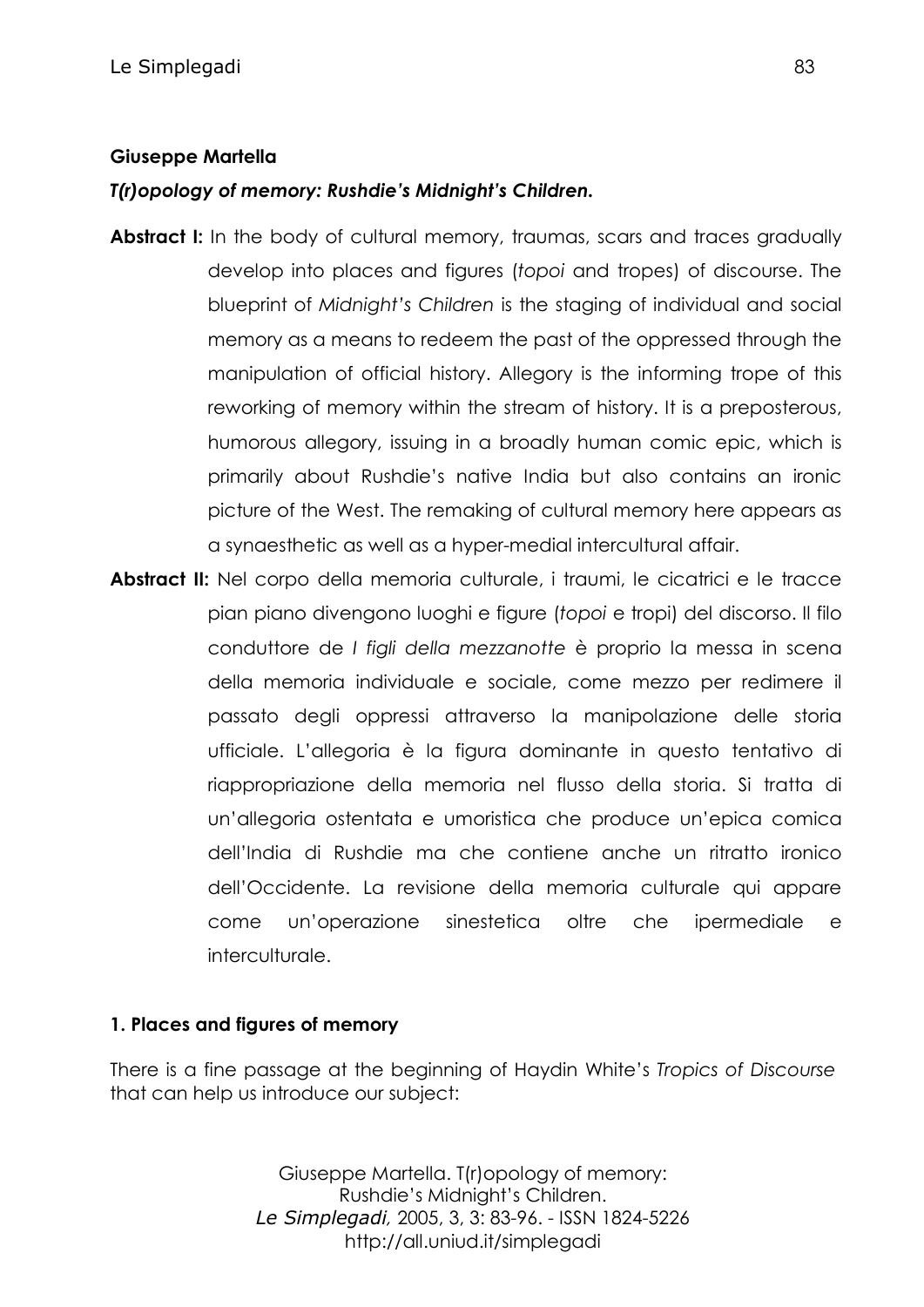**Giuseppe Martella**

***T(r)opology of memory: Rushdie's Midnight's Children.***

**Abstract I:** In the body of cultural memory, traumas, scars and traces gradually develop into places and figures (*topoi* and tropes) of discourse. The blueprint of *Midnight's Children* is the staging of individual and social memory as a means to redeem the past of the oppressed through the manipulation of official history. Allegory is the informing trope of this reworking of memory within the stream of history. It is a preposterous, humorous allegory, issuing in a broadly human comic epic, which is primarily about Rushdie's native India but also contains an ironic picture of the West. The remaking of cultural memory here appears as a synaesthetic as well as a hyper-medial intercultural affair.

**Abstract II:** Nel corpo della memoria culturale, i traumi, le cicatrici e le tracce pian piano divengono luoghi e figure (*topoi* e tropi) del discorso. Il filo conduttore de *I figli della mezzanotte* è proprio la messa in scena della memoria individuale e sociale, come mezzo per redimere il passato degli oppressi attraverso la manipolazione delle storia ufficiale. L'allegoria è la figura dominante in questo tentativo di riappropriazione della memoria nel flusso della storia. Si tratta di un'allegoria ostentata e umoristica che produce un'epica comica dell'India di Rushdie ma che contiene anche un ritratto ironico dell'Occidente. La revisione della memoria culturale qui appare come un'operazione sinestetica oltre che ipermediale e interculturale.

## 1. Places and figures of memory

There is a fine passage at the beginning of Haydin White's *Tropics of Discourse* that can help us introduce our subject: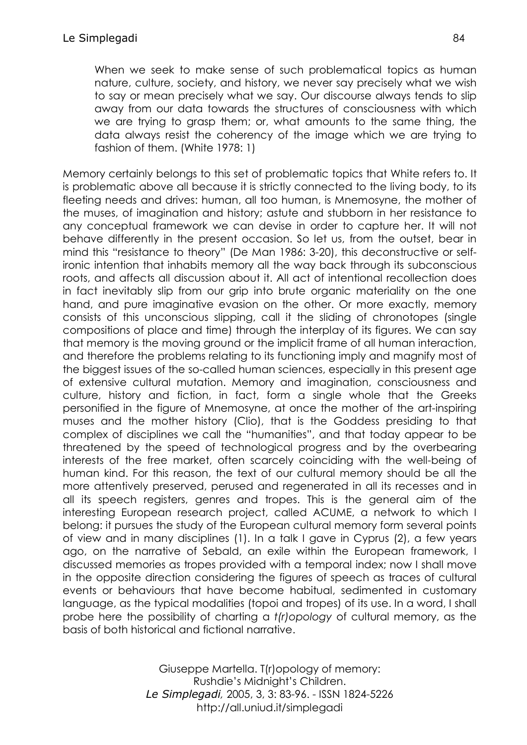> When we seek to make sense of such problematical topics as human nature, culture, society, and history, we never say precisely what we wish to say or mean precisely what we say. Our discourse always tends to slip away from our data towards the structures of consciousness with which we are trying to grasp them; or, what amounts to the same thing, the data always resist the coherency of the image which we are trying to fashion of them. (White 1978: 1)

Memory certainly belongs to this set of problematic topics that White refers to. It is problematic above all because it is strictly connected to the living body, to its fleeting needs and drives: human, all too human, is Mnemosyne, the mother of the muses, of imagination and history; astute and stubborn in her resistance to any conceptual framework we can devise in order to capture her. It will not behave differently in the present occasion. So let us, from the outset, bear in mind this "resistance to theory" (De Man 1986: 3-20), this deconstructive or self-ironic intention that inhabits memory all the way back through its subconscious roots, and affects all discussion about it. All act of intentional recollection does in fact inevitably slip from our grip into brute organic materiality on the one hand, and pure imaginative evasion on the other. Or more exactly, memory consists of this unconscious slipping, call it the sliding of chronotopes (single compositions of place and time) through the interplay of its figures. We can say that memory is the moving ground or the implicit frame of all human interaction, and therefore the problems relating to its functioning imply and magnify most of the biggest issues of the so-called human sciences, especially in this present age of extensive cultural mutation. Memory and imagination, consciousness and culture, history and fiction, in fact, form a single whole that the Greeks personified in the figure of Mnemosyne, at once the mother of the art-inspiring muses and the mother history (Clio), that is the Goddess presiding to that complex of disciplines we call the "humanities", and that today appear to be threatened by the speed of technological progress and by the overbearing interests of the free market, often scarcely coinciding with the well-being of human kind. For this reason, the text of our cultural memory should be all the more attentively preserved, perused and regenerated in all its recesses and in all its speech registers, genres and tropes. This is the general aim of the interesting European research project, called ACUME, a network to which I belong: it pursues the study of the European cultural memory form several points of view and in many disciplines (1). In a talk I gave in Cyprus (2), a few years ago, on the narrative of Sebald, an exile within the European framework, I discussed memories as tropes provided with a temporal index; now I shall move in the opposite direction considering the figures of speech as traces of cultural events or behaviours that have become habitual, sedimented in customary language, as the typical modalities (topoi and tropes) of its use. In a word, I shall probe here the possibility of charting a *t(r)opology* of cultural memory, as the basis of both historical and fictional narrative.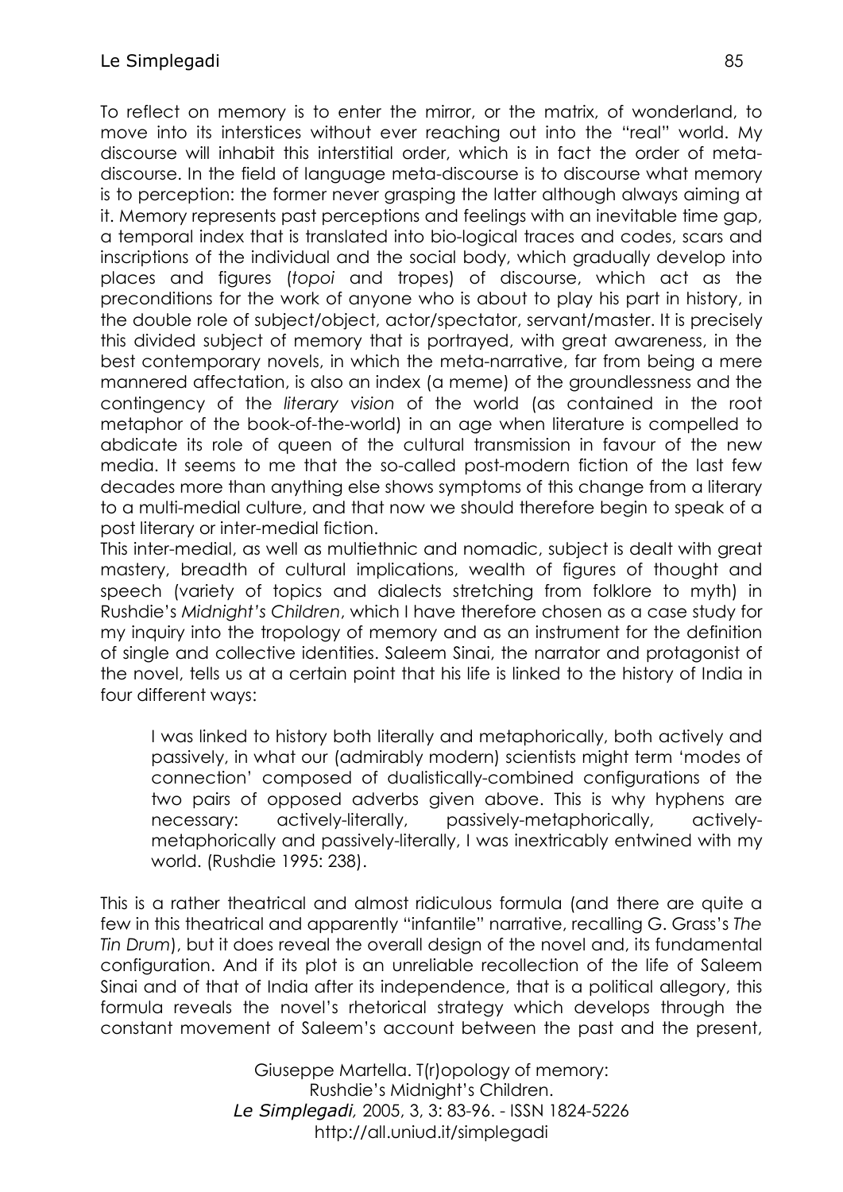To reflect on memory is to enter the mirror, or the matrix, of wonderland, to move into its interstices without ever reaching out into the "real" world. My discourse will inhabit this interstitial order, which is in fact the order of meta-discourse. In the field of language meta-discourse is to discourse what memory is to perception: the former never grasping the latter although always aiming at it. Memory represents past perceptions and feelings with an inevitable time gap, a temporal index that is translated into bio-logical traces and codes, scars and inscriptions of the individual and the social body, which gradually develop into places and figures (*topoi* and tropes) of discourse, which act as the preconditions for the work of anyone who is about to play his part in history, in the double role of subject/object, actor/spectator, servant/master. It is precisely this divided subject of memory that is portrayed, with great awareness, in the best contemporary novels, in which the meta-narrative, far from being a mere mannered affectation, is also an index (a meme) of the groundlessness and the contingency of the *literary vision* of the world (as contained in the root metaphor of the book-of-the-world) in an age when literature is compelled to abdicate its role of queen of the cultural transmission in favour of the new media. It seems to me that the so-called post-modern fiction of the last few decades more than anything else shows symptoms of this change from a literary to a multi-medial culture, and that now we should therefore begin to speak of a post literary or inter-medial fiction.

This inter-medial, as well as multiethnic and nomadic, subject is dealt with great mastery, breadth of cultural implications, wealth of figures of thought and speech (variety of topics and dialects stretching from folklore to myth) in Rushdie's *Midnight's Children*, which I have therefore chosen as a case study for my inquiry into the tropology of memory and as an instrument for the definition of single and collective identities. Saleem Sinai, the narrator and protagonist of the novel, tells us at a certain point that his life is linked to the history of India in four different ways:

> I was linked to history both literally and metaphorically, both actively and passively, in what our (admirably modern) scientists might term 'modes of connection' composed of dualistically-combined configurations of the two pairs of opposed adverbs given above. This is why hyphens are necessary: actively-literally, passively-metaphorically, actively-metaphorically and passively-literally, I was inextricably entwined with my world. (Rushdie 1995: 238).

This is a rather theatrical and almost ridiculous formula (and there are quite a few in this theatrical and apparently "infantile" narrative, recalling G. Grass's *The Tin Drum*), but it does reveal the overall design of the novel and, its fundamental configuration. And if its plot is an unreliable recollection of the life of Saleem Sinai and of that of India after its independence, that is a political allegory, this formula reveals the novel's rhetorical strategy which develops through the constant movement of Saleem's account between the past and the present,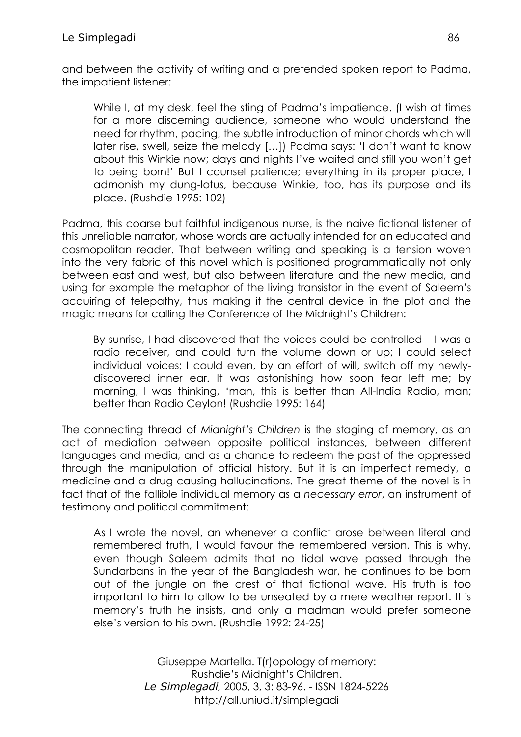and between the activity of writing and a pretended spoken report to Padma, the impatient listener:

> While I, at my desk, feel the sting of Padma's impatience. (I wish at times for a more discerning audience, someone who would understand the need for rhythm, pacing, the subtle introduction of minor chords which will later rise, swell, seize the melody […]) Padma says: 'I don't want to know about this Winkie now; days and nights I've waited and still you won't get to being born!' But I counsel patience; everything in its proper place, I admonish my dung-lotus, because Winkie, too, has its purpose and its place. (Rushdie 1995: 102)

Padma, this coarse but faithful indigenous nurse, is the naive fictional listener of this unreliable narrator, whose words are actually intended for an educated and cosmopolitan reader. That between writing and speaking is a tension woven into the very fabric of this novel which is positioned programmatically not only between east and west, but also between literature and the new media, and using for example the metaphor of the living transistor in the event of Saleem's acquiring of telepathy, thus making it the central device in the plot and the magic means for calling the Conference of the Midnight's Children:

> By sunrise, I had discovered that the voices could be controlled – I was a radio receiver, and could turn the volume down or up; I could select individual voices; I could even, by an effort of will, switch off my newly-discovered inner ear. It was astonishing how soon fear left me; by morning, I was thinking, 'man, this is better than All-India Radio, man; better than Radio Ceylon! (Rushdie 1995: 164)

The connecting thread of *Midnight's Children* is the staging of memory, as an act of mediation between opposite political instances, between different languages and media, and as a chance to redeem the past of the oppressed through the manipulation of official history. But it is an imperfect remedy, a medicine and a drug causing hallucinations. The great theme of the novel is in fact that of the fallible individual memory as a *necessary error*, an instrument of testimony and political commitment:

> As I wrote the novel, an whenever a conflict arose between literal and remembered truth, I would favour the remembered version. This is why, even though Saleem admits that no tidal wave passed through the Sundarbans in the year of the Bangladesh war, he continues to be born out of the jungle on the crest of that fictional wave. His truth is too important to him to allow to be unseated by a mere weather report. It is memory's truth he insists, and only a madman would prefer someone else's version to his own. (Rushdie 1992: 24-25)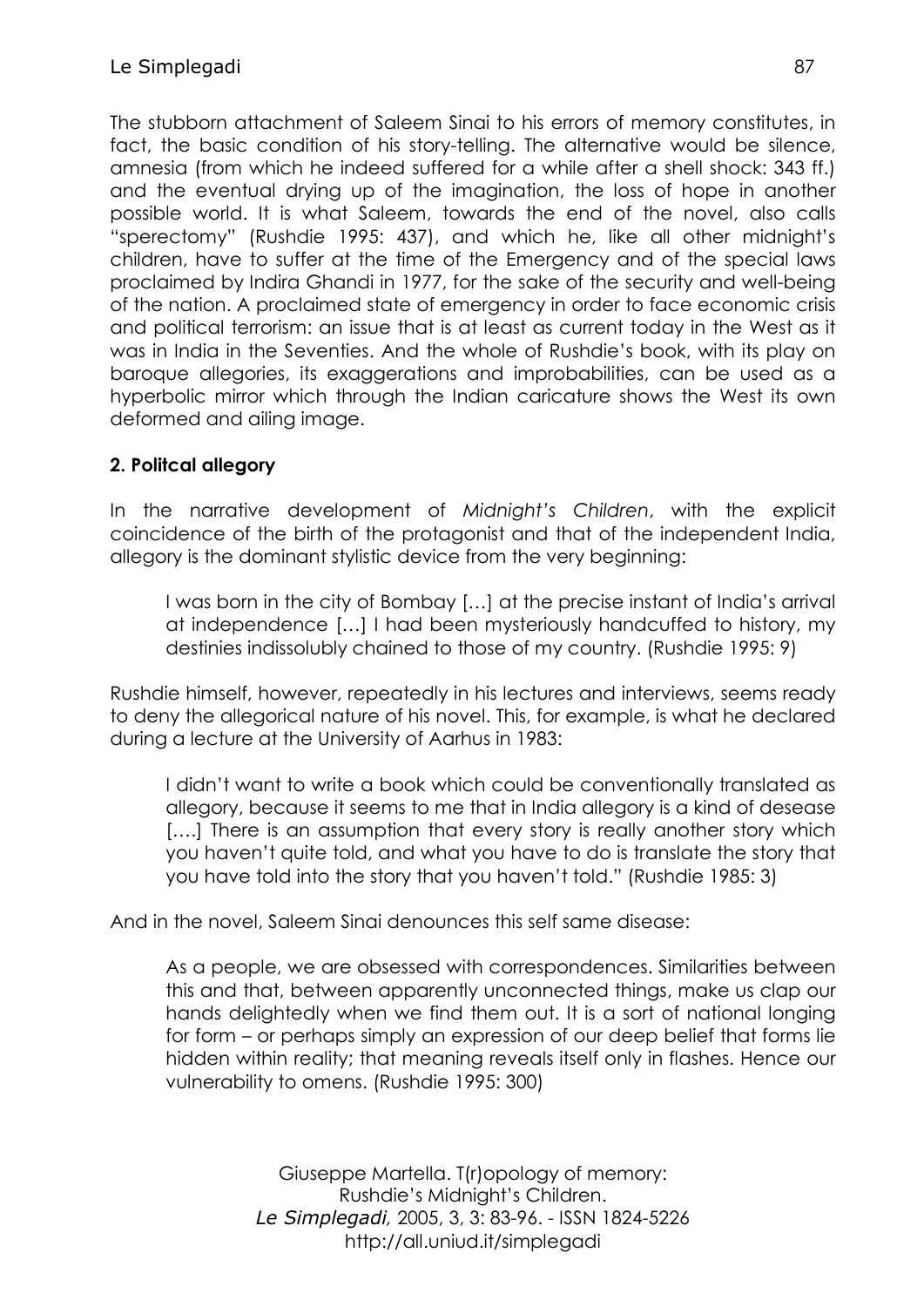The stubborn attachment of Saleem Sinai to his errors of memory constitutes, in fact, the basic condition of his story-telling. The alternative would be silence, amnesia (from which he indeed suffered for a while after a shell shock: 343 ff.) and the eventual drying up of the imagination, the loss of hope in another possible world. It is what Saleem, towards the end of the novel, also calls "sperectomy" (Rushdie 1995: 437), and which he, like all other midnight's children, have to suffer at the time of the Emergency and of the special laws proclaimed by Indira Ghandi in 1977, for the sake of the security and well-being of the nation. A proclaimed state of emergency in order to face economic crisis and political terrorism: an issue that is at least as current today in the West as it was in India in the Seventies. And the whole of Rushdie's book, with its play on baroque allegories, its exaggerations and improbabilities, can be used as a hyperbolic mirror which through the Indian caricature shows the West its own deformed and ailing image.

## 2. Politcal allegory

In the narrative development of *Midnight's Children*, with the explicit coincidence of the birth of the protagonist and that of the independent India, allegory is the dominant stylistic device from the very beginning:

> I was born in the city of Bombay […] at the precise instant of India's arrival at independence […] I had been mysteriously handcuffed to history, my destinies indissolubly chained to those of my country. (Rushdie 1995: 9)

Rushdie himself, however, repeatedly in his lectures and interviews, seems ready to deny the allegorical nature of his novel. This, for example, is what he declared during a lecture at the University of Aarhus in 1983:

> I didn't want to write a book which could be conventionally translated as allegory, because it seems to me that in India allegory is a kind of desease [….] There is an assumption that every story is really another story which you haven't quite told, and what you have to do is translate the story that you have told into the story that you haven't told." (Rushdie 1985: 3)

And in the novel, Saleem Sinai denounces this self same disease:

> As a people, we are obsessed with correspondences. Similarities between this and that, between apparently unconnected things, make us clap our hands delightedly when we find them out. It is a sort of national longing for form – or perhaps simply an expression of our deep belief that forms lie hidden within reality; that meaning reveals itself only in flashes. Hence our vulnerability to omens. (Rushdie 1995: 300)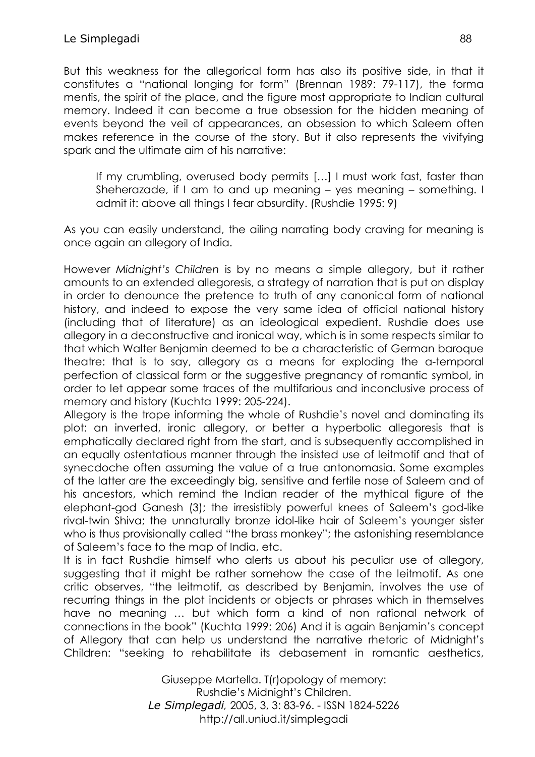But this weakness for the allegorical form has also its positive side, in that it constitutes a "national longing for form" (Brennan 1989: 79-117), the forma mentis, the spirit of the place, and the figure most appropriate to Indian cultural memory. Indeed it can become a true obsession for the hidden meaning of events beyond the veil of appearances, an obsession to which Saleem often makes reference in the course of the story. But it also represents the vivifying spark and the ultimate aim of his narrative:

> If my crumbling, overused body permits […] I must work fast, faster than Sheherazade, if I am to and up meaning – yes meaning – something. I admit it: above all things I fear absurdity. (Rushdie 1995: 9)

As you can easily understand, the ailing narrating body craving for meaning is once again an allegory of India.

However *Midnight's Children* is by no means a simple allegory, but it rather amounts to an extended allegoresis, a strategy of narration that is put on display in order to denounce the pretence to truth of any canonical form of national history, and indeed to expose the very same idea of official national history (including that of literature) as an ideological expedient. Rushdie does use allegory in a deconstructive and ironical way, which is in some respects similar to that which Walter Benjamin deemed to be a characteristic of German baroque theatre: that is to say, allegory as a means for exploding the a-temporal perfection of classical form or the suggestive pregnancy of romantic symbol, in order to let appear some traces of the multifarious and inconclusive process of memory and history (Kuchta 1999: 205-224).

Allegory is the trope informing the whole of Rushdie's novel and dominating its plot: an inverted, ironic allegory, or better a hyperbolic allegoresis that is emphatically declared right from the start, and is subsequently accomplished in an equally ostentatious manner through the insisted use of leitmotif and that of synecdoche often assuming the value of a true antonomasia. Some examples of the latter are the exceedingly big, sensitive and fertile nose of Saleem and of his ancestors, which remind the Indian reader of the mythical figure of the elephant-god Ganesh (3); the irresistibly powerful knees of Saleem's god-like rival-twin Shiva; the unnaturally bronze idol-like hair of Saleem's younger sister who is thus provisionally called "the brass monkey"; the astonishing resemblance of Saleem's face to the map of India, etc.

It is in fact Rushdie himself who alerts us about his peculiar use of allegory, suggesting that it might be rather somehow the case of the leitmotif. As one critic observes, "the leitmotif, as described by Benjamin, involves the use of recurring things in the plot incidents or objects or phrases which in themselves have no meaning … but which form a kind of non rational network of connections in the book" (Kuchta 1999: 206) And it is again Benjamin's concept of Allegory that can help us understand the narrative rhetoric of Midnight's Children: "seeking to rehabilitate its debasement in romantic aesthetics,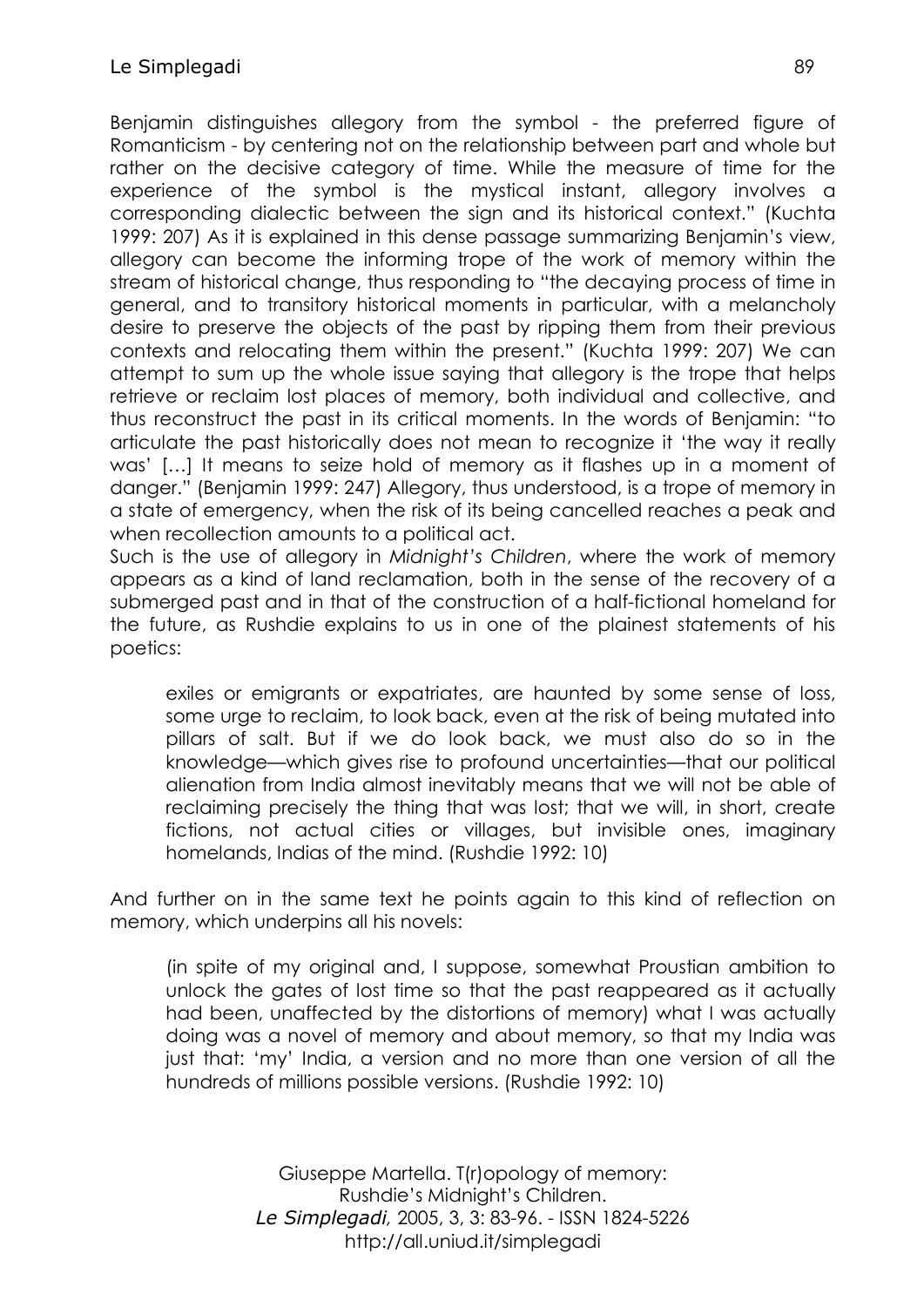Benjamin distinguishes allegory from the symbol - the preferred figure of Romanticism - by centering not on the relationship between part and whole but rather on the decisive category of time. While the measure of time for the experience of the symbol is the mystical instant, allegory involves a corresponding dialectic between the sign and its historical context." (Kuchta 1999: 207) As it is explained in this dense passage summarizing Benjamin's view, allegory can become the informing trope of the work of memory within the stream of historical change, thus responding to "the decaying process of time in general, and to transitory historical moments in particular, with a melancholy desire to preserve the objects of the past by ripping them from their previous contexts and relocating them within the present." (Kuchta 1999: 207) We can attempt to sum up the whole issue saying that allegory is the trope that helps retrieve or reclaim lost places of memory, both individual and collective, and thus reconstruct the past in its critical moments. In the words of Benjamin: "to articulate the past historically does not mean to recognize it 'the way it really was' […] It means to seize hold of memory as it flashes up in a moment of danger." (Benjamin 1999: 247) Allegory, thus understood, is a trope of memory in a state of emergency, when the risk of its being cancelled reaches a peak and when recollection amounts to a political act.

Such is the use of allegory in *Midnight's Children*, where the work of memory appears as a kind of land reclamation, both in the sense of the recovery of a submerged past and in that of the construction of a half-fictional homeland for the future, as Rushdie explains to us in one of the plainest statements of his poetics:

> exiles or emigrants or expatriates, are haunted by some sense of loss, some urge to reclaim, to look back, even at the risk of being mutated into pillars of salt. But if we do look back, we must also do so in the knowledge—which gives rise to profound uncertainties—that our political alienation from India almost inevitably means that we will not be able of reclaiming precisely the thing that was lost; that we will, in short, create fictions, not actual cities or villages, but invisible ones, imaginary homelands, Indias of the mind. (Rushdie 1992: 10)

And further on in the same text he points again to this kind of reflection on memory, which underpins all his novels:

> (in spite of my original and, I suppose, somewhat Proustian ambition to unlock the gates of lost time so that the past reappeared as it actually had been, unaffected by the distortions of memory) what I was actually doing was a novel of memory and about memory, so that my India was just that: 'my' India, a version and no more than one version of all the hundreds of millions possible versions. (Rushdie 1992: 10)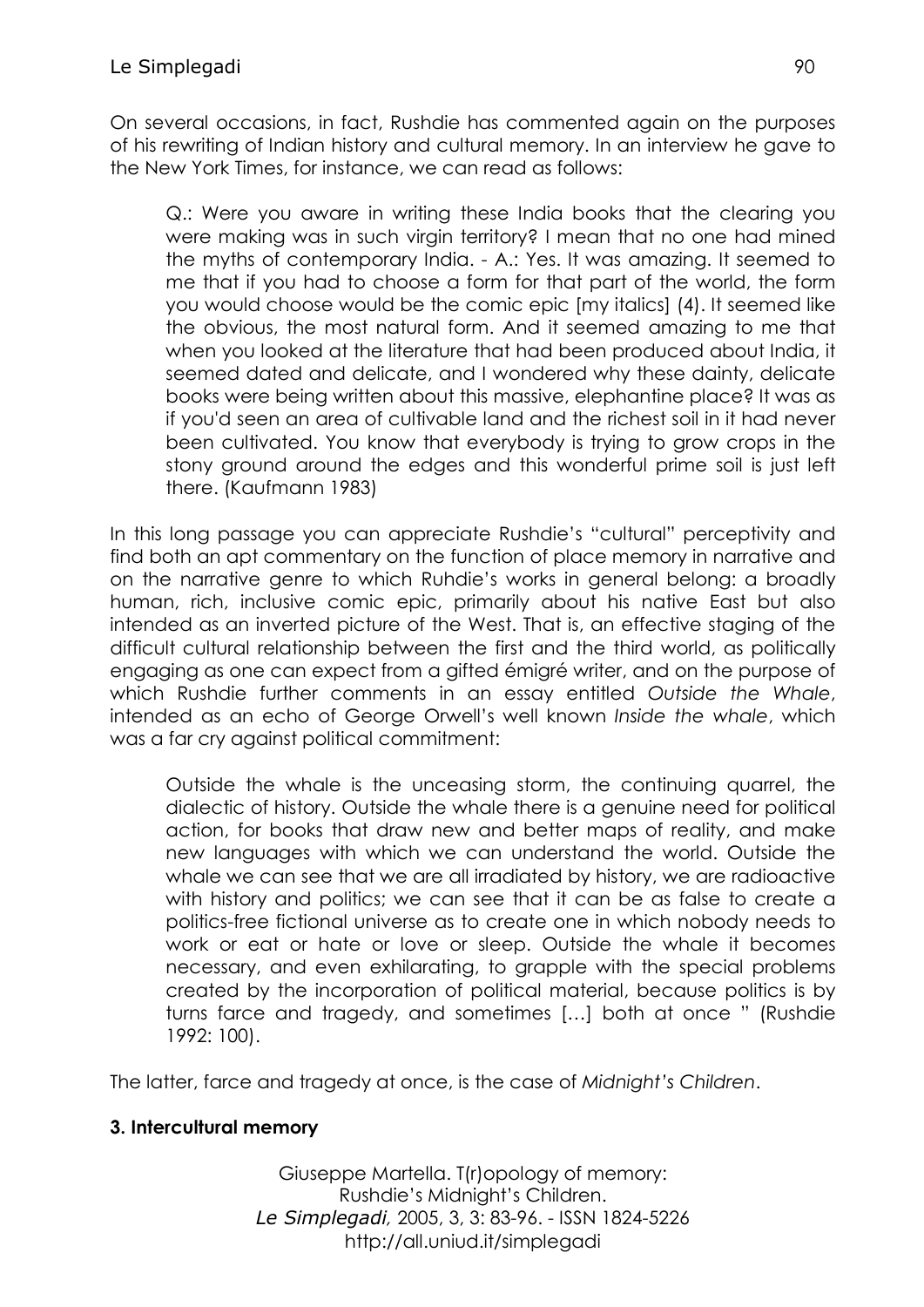On several occasions, in fact, Rushdie has commented again on the purposes of his rewriting of Indian history and cultural memory. In an interview he gave to the New York Times, for instance, we can read as follows:

> Q.: Were you aware in writing these India books that the clearing you were making was in such virgin territory? I mean that no one had mined the myths of contemporary India. - A.: Yes. It was amazing. It seemed to me that if you had to choose a form for that part of the world, the form you would choose would be the comic epic [my italics] (4). It seemed like the obvious, the most natural form. And it seemed amazing to me that when you looked at the literature that had been produced about India, it seemed dated and delicate, and I wondered why these dainty, delicate books were being written about this massive, elephantine place? It was as if you'd seen an area of cultivable land and the richest soil in it had never been cultivated. You know that everybody is trying to grow crops in the stony ground around the edges and this wonderful prime soil is just left there. (Kaufmann 1983)

In this long passage you can appreciate Rushdie's "cultural" perceptivity and find both an apt commentary on the function of place memory in narrative and on the narrative genre to which Ruhdie's works in general belong: a broadly human, rich, inclusive comic epic, primarily about his native East but also intended as an inverted picture of the West. That is, an effective staging of the difficult cultural relationship between the first and the third world, as politically engaging as one can expect from a gifted émigré writer, and on the purpose of which Rushdie further comments in an essay entitled *Outside the Whale*, intended as an echo of George Orwell's well known *Inside the whale*, which was a far cry against political commitment:

> Outside the whale is the unceasing storm, the continuing quarrel, the dialectic of history. Outside the whale there is a genuine need for political action, for books that draw new and better maps of reality, and make new languages with which we can understand the world. Outside the whale we can see that we are all irradiated by history, we are radioactive with history and politics; we can see that it can be as false to create a politics-free fictional universe as to create one in which nobody needs to work or eat or hate or love or sleep. Outside the whale it becomes necessary, and even exhilarating, to grapple with the special problems created by the incorporation of political material, because politics is by turns farce and tragedy, and sometimes […] both at once " (Rushdie 1992: 100).

The latter, farce and tragedy at once, is the case of *Midnight's Children*.

## 3. Intercultural memory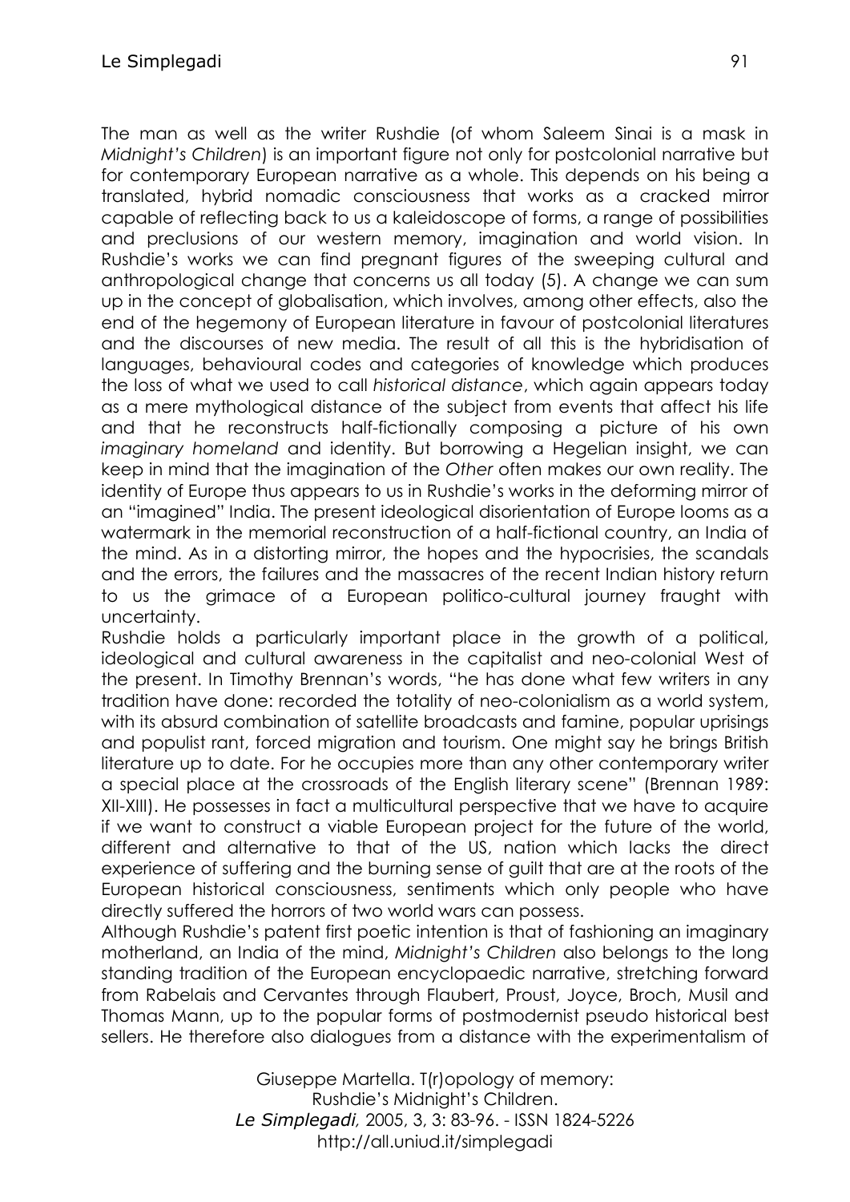The man as well as the writer Rushdie (of whom Saleem Sinai is a mask in *Midnight's Children*) is an important figure not only for postcolonial narrative but for contemporary European narrative as a whole. This depends on his being a translated, hybrid nomadic consciousness that works as a cracked mirror capable of reflecting back to us a kaleidoscope of forms, a range of possibilities and preclusions of our western memory, imagination and world vision. In Rushdie's works we can find pregnant figures of the sweeping cultural and anthropological change that concerns us all today (5). A change we can sum up in the concept of globalisation, which involves, among other effects, also the end of the hegemony of European literature in favour of postcolonial literatures and the discourses of new media. The result of all this is the hybridisation of languages, behavioural codes and categories of knowledge which produces the loss of what we used to call *historical distance*, which again appears today as a mere mythological distance of the subject from events that affect his life and that he reconstructs half-fictionally composing a picture of his own *imaginary homeland* and identity. But borrowing a Hegelian insight, we can keep in mind that the imagination of the *Other* often makes our own reality. The identity of Europe thus appears to us in Rushdie's works in the deforming mirror of an "imagined" India. The present ideological disorientation of Europe looms as a watermark in the memorial reconstruction of a half-fictional country, an India of the mind. As in a distorting mirror, the hopes and the hypocrisies, the scandals and the errors, the failures and the massacres of the recent Indian history return to us the grimace of a European politico-cultural journey fraught with uncertainty.

Rushdie holds a particularly important place in the growth of a political, ideological and cultural awareness in the capitalist and neo-colonial West of the present. In Timothy Brennan's words, "he has done what few writers in any tradition have done: recorded the totality of neo-colonialism as a world system, with its absurd combination of satellite broadcasts and famine, popular uprisings and populist rant, forced migration and tourism. One might say he brings British literature up to date. For he occupies more than any other contemporary writer a special place at the crossroads of the English literary scene" (Brennan 1989: XII-XIII). He possesses in fact a multicultural perspective that we have to acquire if we want to construct a viable European project for the future of the world, different and alternative to that of the US, nation which lacks the direct experience of suffering and the burning sense of guilt that are at the roots of the European historical consciousness, sentiments which only people who have directly suffered the horrors of two world wars can possess.

Although Rushdie's patent first poetic intention is that of fashioning an imaginary motherland, an India of the mind, *Midnight's Children* also belongs to the long standing tradition of the European encyclopaedic narrative, stretching forward from Rabelais and Cervantes through Flaubert, Proust, Joyce, Broch, Musil and Thomas Mann, up to the popular forms of postmodernist pseudo historical best sellers. He therefore also dialogues from a distance with the experimentalism of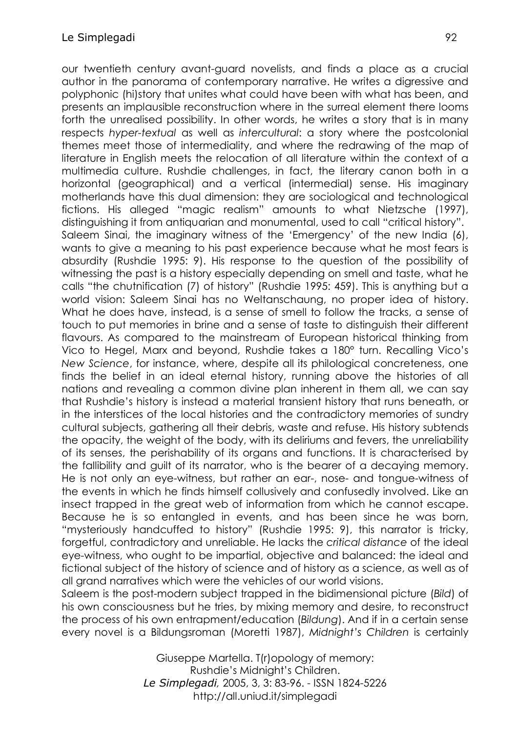our twentieth century avant-guard novelists, and finds a place as a crucial author in the panorama of contemporary narrative. He writes a digressive and polyphonic (hi)story that unites what could have been with what has been, and presents an implausible reconstruction where in the surreal element there looms forth the unrealised possibility. In other words, he writes a story that is in many respects *hyper-textual* as well as *intercultural*: a story where the postcolonial themes meet those of intermediality, and where the redrawing of the map of literature in English meets the relocation of all literature within the context of a multimedia culture. Rushdie challenges, in fact, the literary canon both in a horizontal (geographical) and a vertical (intermedial) sense. His imaginary motherlands have this dual dimension: they are sociological and technological fictions. His alleged "magic realism" amounts to what Nietzsche (1997), distinguishing it from antiquarian and monumental, used to call "critical history".

Saleem Sinai, the imaginary witness of the 'Emergency' of the new India (6), wants to give a meaning to his past experience because what he most fears is absurdity (Rushdie 1995: 9). His response to the question of the possibility of witnessing the past is a history especially depending on smell and taste, what he calls "the chutnification (7) of history" (Rushdie 1995: 459). This is anything but a world vision: Saleem Sinai has no Weltanschauung, no proper idea of history. What he does have, instead, is a sense of smell to follow the tracks, a sense of touch to put memories in brine and a sense of taste to distinguish their different flavours. As compared to the mainstream of European historical thinking from Vico to Hegel, Marx and beyond, Rushdie takes a 180° turn. Recalling Vico's *New Science*, for instance, where, despite all its philological concreteness, one finds the belief in an ideal eternal history, running above the histories of all nations and revealing a common divine plan inherent in them all, we can say that Rushdie's history is instead a material transient history that runs beneath, or in the interstices of the local histories and the contradictory memories of sundry cultural subjects, gathering all their debris, waste and refuse. His history subtends the opacity, the weight of the body, with its deliriums and fevers, the unreliability of its senses, the perishability of its organs and functions. It is characterised by the fallibility and guilt of its narrator, who is the bearer of a decaying memory. He is not only an eye-witness, but rather an ear-, nose- and tongue-witness of the events in which he finds himself collusively and confusedly involved. Like an insect trapped in the great web of information from which he cannot escape. Because he is so entangled in events, and has been since he was born, "mysteriously handcuffed to history" (Rushdie 1995: 9), this narrator is tricky, forgetful, contradictory and unreliable. He lacks the *critical distance* of the ideal eye-witness, who ought to be impartial, objective and balanced: the ideal and fictional subject of the history of science and of history as a science, as well as of all grand narratives which were the vehicles of our world visions.

Saleem is the post-modern subject trapped in the bidimensional picture (*Bild*) of his own consciousness but he tries, by mixing memory and desire, to reconstruct the process of his own entrapment/education (*Bildung*). And if in a certain sense every novel is a Bildungsroman (Moretti 1987), *Midnight's Children* is certainly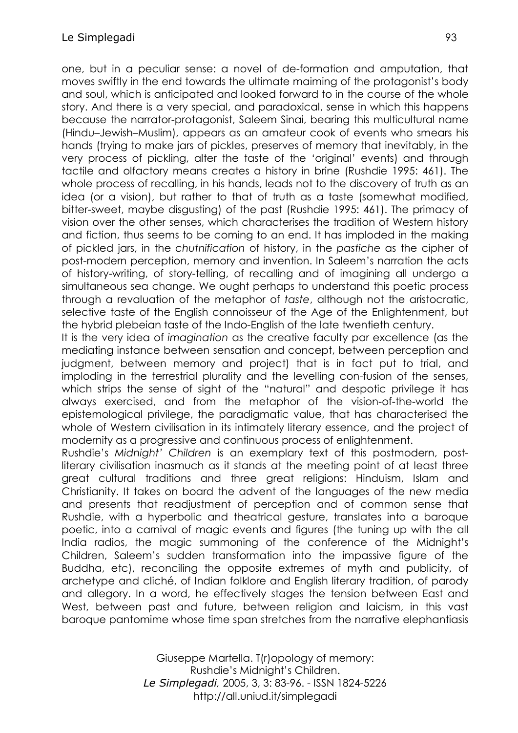one, but in a peculiar sense: a novel of de-formation and amputation, that moves swiftly in the end towards the ultimate maiming of the protagonist's body and soul, which is anticipated and looked forward to in the course of the whole story. And there is a very special, and paradoxical, sense in which this happens because the narrator-protagonist, Saleem Sinai, bearing this multicultural name (Hindu–Jewish–Muslim), appears as an amateur cook of events who smears his hands (trying to make jars of pickles, preserves of memory that inevitably, in the very process of pickling, alter the taste of the 'original' events) and through tactile and olfactory means creates a history in brine (Rushdie 1995: 461). The whole process of recalling, in his hands, leads not to the discovery of truth as an idea (or a vision), but rather to that of truth as a taste (somewhat modified, bitter-sweet, maybe disgusting) of the past (Rushdie 1995: 461). The primacy of vision over the other senses, which characterises the tradition of Western history and fiction, thus seems to be coming to an end. It has imploded in the making of pickled jars, in the *chutnification* of history, in the *pastiche* as the cipher of post-modern perception, memory and invention. In Saleem's narration the acts of history-writing, of story-telling, of recalling and of imagining all undergo a simultaneous sea change. We ought perhaps to understand this poetic process through a revaluation of the metaphor of *taste*, although not the aristocratic, selective taste of the English connoisseur of the Age of the Enlightenment, but the hybrid plebeian taste of the Indo-English of the late twentieth century.

It is the very idea of *imagination* as the creative faculty par excellence (as the mediating instance between sensation and concept, between perception and judgment, between memory and project) that is in fact put to trial, and imploding in the terrestrial plurality and the levelling con-fusion of the senses, which strips the sense of sight of the "natural" and despotic privilege it has always exercised, and from the metaphor of the vision-of-the-world the epistemological privilege, the paradigmatic value, that has characterised the whole of Western civilisation in its intimately literary essence, and the project of modernity as a progressive and continuous process of enlightenment.

Rushdie's *Midnight' Children* is an exemplary text of this postmodern, post-literary civilisation inasmuch as it stands at the meeting point of at least three great cultural traditions and three great religions: Hinduism, Islam and Christianity. It takes on board the advent of the languages of the new media and presents that readjustment of perception and of common sense that Rushdie, with a hyperbolic and theatrical gesture, translates into a baroque poetic, into a carnival of magic events and figures (the tuning up with the all India radios, the magic summoning of the conference of the Midnight's Children, Saleem's sudden transformation into the impassive figure of the Buddha, etc), reconciling the opposite extremes of myth and publicity, of archetype and cliché, of Indian folklore and English literary tradition, of parody and allegory. In a word, he effectively stages the tension between East and West, between past and future, between religion and laicism, in this vast baroque pantomime whose time span stretches from the narrative elephantiasis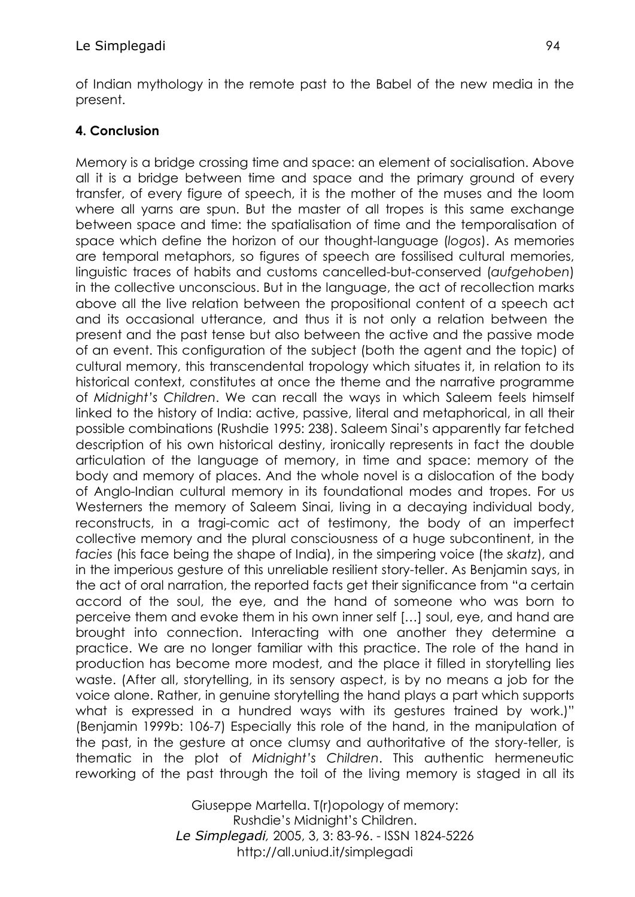of Indian mythology in the remote past to the Babel of the new media in the present.

## 4. Conclusion

Memory is a bridge crossing time and space: an element of socialisation. Above all it is a bridge between time and space and the primary ground of every transfer, of every figure of speech, it is the mother of the muses and the loom where all yarns are spun. But the master of all tropes is this same exchange between space and time: the spatialisation of time and the temporalisation of space which define the horizon of our thought-language (*logos*). As memories are temporal metaphors, so figures of speech are fossilised cultural memories, linguistic traces of habits and customs cancelled-but-conserved (*aufgehoben*) in the collective unconscious. But in the language, the act of recollection marks above all the live relation between the propositional content of a speech act and its occasional utterance, and thus it is not only a relation between the present and the past tense but also between the active and the passive mode of an event. This configuration of the subject (both the agent and the topic) of cultural memory, this transcendental tropology which situates it, in relation to its historical context, constitutes at once the theme and the narrative programme of *Midnight's Children*. We can recall the ways in which Saleem feels himself linked to the history of India: active, passive, literal and metaphorical, in all their possible combinations (Rushdie 1995: 238). Saleem Sinai's apparently far fetched description of his own historical destiny, ironically represents in fact the double articulation of the language of memory, in time and space: memory of the body and memory of places. And the whole novel is a dislocation of the body of Anglo-Indian cultural memory in its foundational modes and tropes. For us Westerners the memory of Saleem Sinai, living in a decaying individual body, reconstructs, in a tragi-comic act of testimony, the body of an imperfect collective memory and the plural consciousness of a huge subcontinent, in the *facies* (his face being the shape of India), in the simpering voice (the *skatz*), and in the imperious gesture of this unreliable resilient story-teller. As Benjamin says, in the act of oral narration, the reported facts get their significance from "a certain accord of the soul, the eye, and the hand of someone who was born to perceive them and evoke them in his own inner self […] soul, eye, and hand are brought into connection. Interacting with one another they determine a practice. We are no longer familiar with this practice. The role of the hand in production has become more modest, and the place it filled in storytelling lies waste. (After all, storytelling, in its sensory aspect, is by no means a job for the voice alone. Rather, in genuine storytelling the hand plays a part which supports what is expressed in a hundred ways with its gestures trained by work.)" (Benjamin 1999b: 106-7) Especially this role of the hand, in the manipulation of the past, in the gesture at once clumsy and authoritative of the story-teller, is thematic in the plot of *Midnight's Children*. This authentic hermeneutic reworking of the past through the toil of the living memory is staged in all its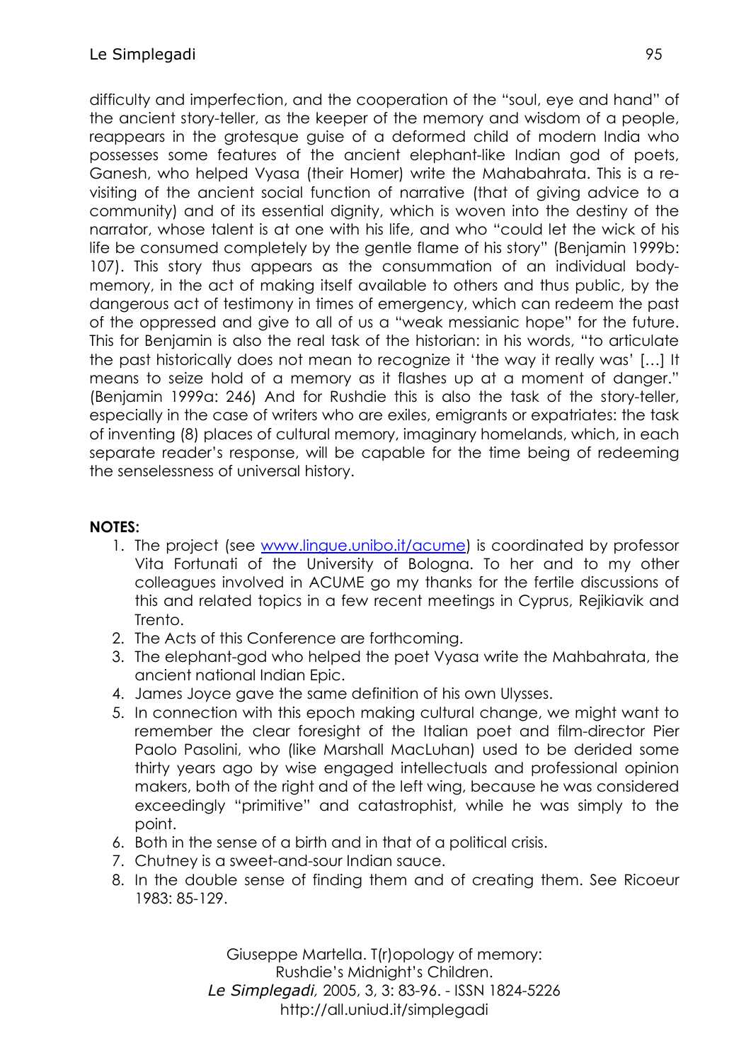difficulty and imperfection, and the cooperation of the "soul, eye and hand" of the ancient story-teller, as the keeper of the memory and wisdom of a people, reappears in the grotesque guise of a deformed child of modern India who possesses some features of the ancient elephant-like Indian god of poets, Ganesh, who helped Vyasa (their Homer) write the Mahabahrata. This is a re-visiting of the ancient social function of narrative (that of giving advice to a community) and of its essential dignity, which is woven into the destiny of the narrator, whose talent is at one with his life, and who "could let the wick of his life be consumed completely by the gentle flame of his story" (Benjamin 1999b: 107). This story thus appears as the consummation of an individual body-memory, in the act of making itself available to others and thus public, by the dangerous act of testimony in times of emergency, which can redeem the past of the oppressed and give to all of us a "weak messianic hope" for the future. This for Benjamin is also the real task of the historian: in his words, "to articulate the past historically does not mean to recognize it 'the way it really was' […] It means to seize hold of a memory as it flashes up at a moment of danger." (Benjamin 1999a: 246) And for Rushdie this is also the task of the story-teller, especially in the case of writers who are exiles, emigrants or expatriates: the task of inventing (8) places of cultural memory, imaginary homelands, which, in each separate reader's response, will be capable for the time being of redeeming the senselessness of universal history.

**NOTES:**

1. The project (see www.lingue.unibo.it/acume) is coordinated by professor Vita Fortunati of the University of Bologna. To her and to my other colleagues involved in ACUME go my thanks for the fertile discussions of this and related topics in a few recent meetings in Cyprus, Rejikiavik and Trento.
2. The Acts of this Conference are forthcoming.
3. The elephant-god who helped the poet Vyasa write the Mahbahrata, the ancient national Indian Epic.
4. James Joyce gave the same definition of his own Ulysses.
5. In connection with this epoch making cultural change, we might want to remember the clear foresight of the Italian poet and film-director Pier Paolo Pasolini, who (like Marshall MacLuhan) used to be derided some thirty years ago by wise engaged intellectuals and professional opinion makers, both of the right and of the left wing, because he was considered exceedingly "primitive" and catastrophist, while he was simply to the point.
6. Both in the sense of a birth and in that of a political crisis.
7. Chutney is a sweet-and-sour Indian sauce.
8. In the double sense of finding them and of creating them. See Ricoeur 1983: 85-129.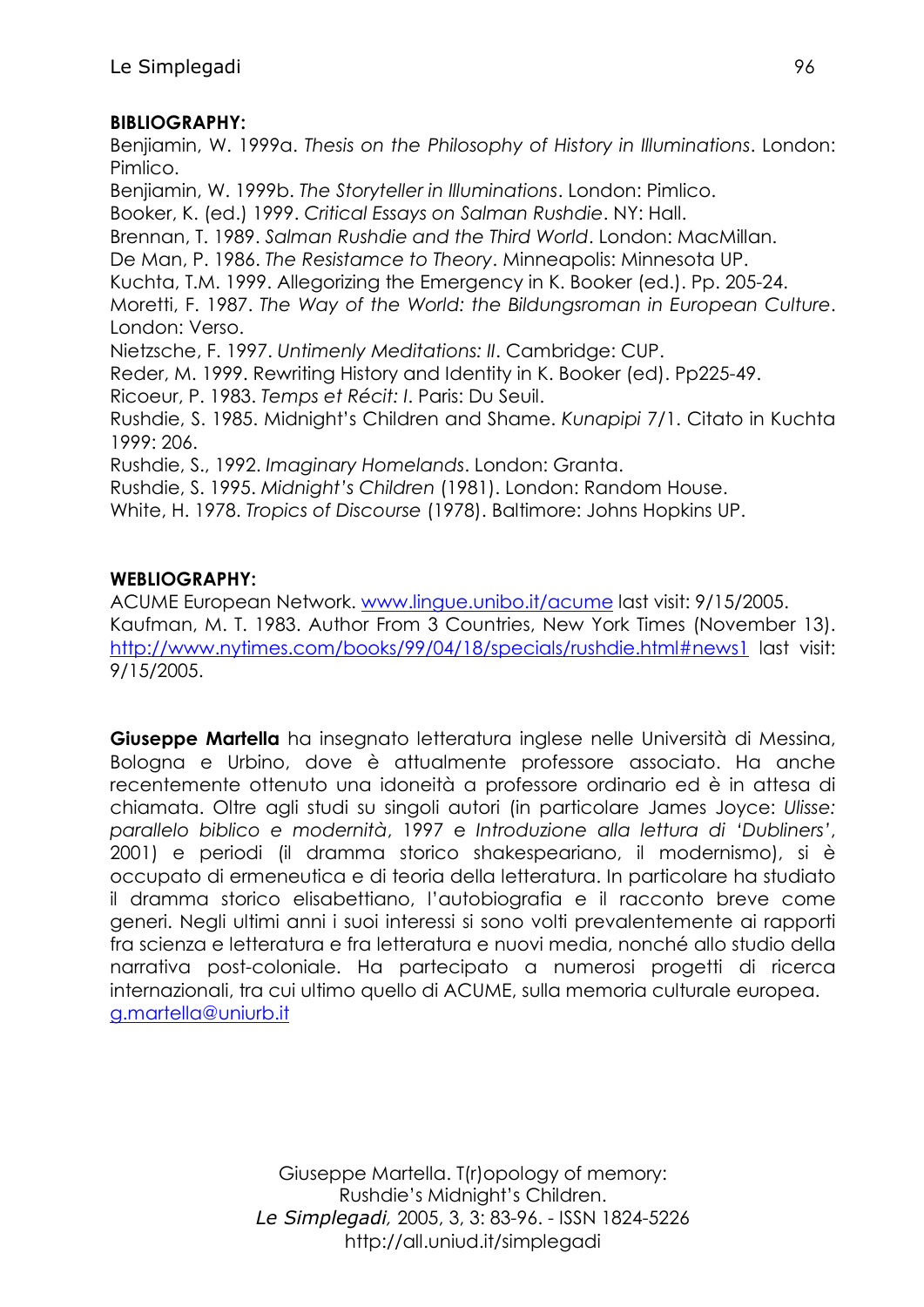**BIBLIOGRAPHY:**

Benjiamin, W. 1999a. *Thesis on the Philosophy of History in Illuminations*. London: Pimlico.

Benjiamin, W. 1999b. *The Storyteller in Illuminations*. London: Pimlico.

Booker, K. (ed.) 1999. *Critical Essays on Salman Rushdie*. NY: Hall.

Brennan, T. 1989. *Salman Rushdie and the Third World*. London: MacMillan.

De Man, P. 1986. *The Resistamce to Theory*. Minneapolis: Minnesota UP.

Kuchta, T.M. 1999. Allegorizing the Emergency in K. Booker (ed.). Pp. 205-24.

Moretti, F. 1987. *The Way of the World: the Bildungsroman in European Culture*. London: Verso.

Nietzsche, F. 1997. *Untimenly Meditations: II*. Cambridge: CUP.

Reder, M. 1999. Rewriting History and Identity in K. Booker (ed). Pp225-49.

Ricoeur, P. 1983. *Temps et Récit: I*. Paris: Du Seuil.

Rushdie, S. 1985. Midnight's Children and Shame. *Kunapipi* 7/1. Citato in Kuchta 1999: 206.

Rushdie, S., 1992. *Imaginary Homelands*. London: Granta.

Rushdie, S. 1995. *Midnight's Children* (1981). London: Random House.

White, H. 1978. *Tropics of Discourse* (1978). Baltimore: Johns Hopkins UP.

**WEBLIOGRAPHY:**

ACUME European Network. www.lingue.unibo.it/acume last visit: 9/15/2005.

Kaufman, M. T. 1983. Author From 3 Countries, New York Times (November 13). http://www.nytimes.com/books/99/04/18/specials/rushdie.html#news1 last visit: 9/15/2005.

**Giuseppe Martella** ha insegnato letteratura inglese nelle Università di Messina, Bologna e Urbino, dove è attualmente professore associato. Ha anche recentemente ottenuto una idoneità a professore ordinario ed è in attesa di chiamata. Oltre agli studi su singoli autori (in particolare James Joyce: *Ulisse: parallelo biblico e modernità*, 1997 e *Introduzione alla lettura di 'Dubliners'*, 2001) e periodi (il dramma storico shakespeariano, il modernismo), si è occupato di ermeneutica e di teoria della letteratura. In particolare ha studiato il dramma storico elisabettiano, l'autobiografia e il racconto breve come generi. Negli ultimi anni i suoi interessi si sono volti prevalentemente ai rapporti fra scienza e letteratura e fra letteratura e nuovi media, nonché allo studio della narrativa post-coloniale. Ha partecipato a numerosi progetti di ricerca internazionali, tra cui ultimo quello di ACUME, sulla memoria culturale europea.
g.martella@uniurb.it